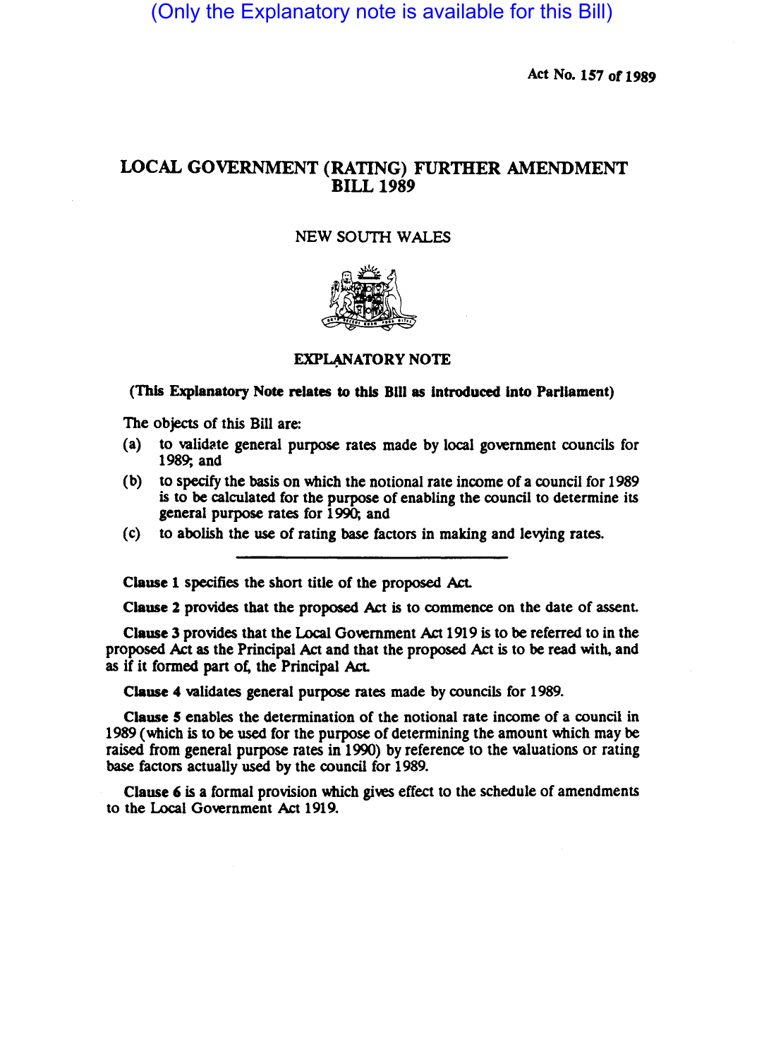(Only the Explanatory note is available for this Bill)

Act No. 157 of 1989

# LOCAL GOVERNMENT (RATING) FURTHER AMENDMENT BILL 1989

NEW SOUTH WALES

## EXPLANATORY NOTE

**(This Explanatory Note relates to this Bill as introduced into Parliament)**

The objects of this Bill are:

(a) to validate general purpose rates made by local government councils for 1989; and

(b) to specify the basis on which the notional rate income of a council for 1989 is to be calculated for the purpose of enabling the council to determine its general purpose rates for 1990; and

(c) to abolish the use of rating base factors in making and levying rates.

---

**Clause 1** specifies the short title of the proposed Act.

**Clause 2** provides that the proposed Act is to commence on the date of assent.

**Clause 3** provides that the Local Government Act 1919 is to be referred to in the proposed Act as the Principal Act and that the proposed Act is to be read with, and as if it formed part of, the Principal Act.

**Clause 4** validates general purpose rates made by councils for 1989.

**Clause 5** enables the determination of the notional rate income of a council in 1989 (which is to be used for the purpose of determining the amount which may be raised from general purpose rates in 1990) by reference to the valuations or rating base factors actually used by the council for 1989.

**Clause 6** is a formal provision which gives effect to the schedule of amendments to the Local Government Act 1919.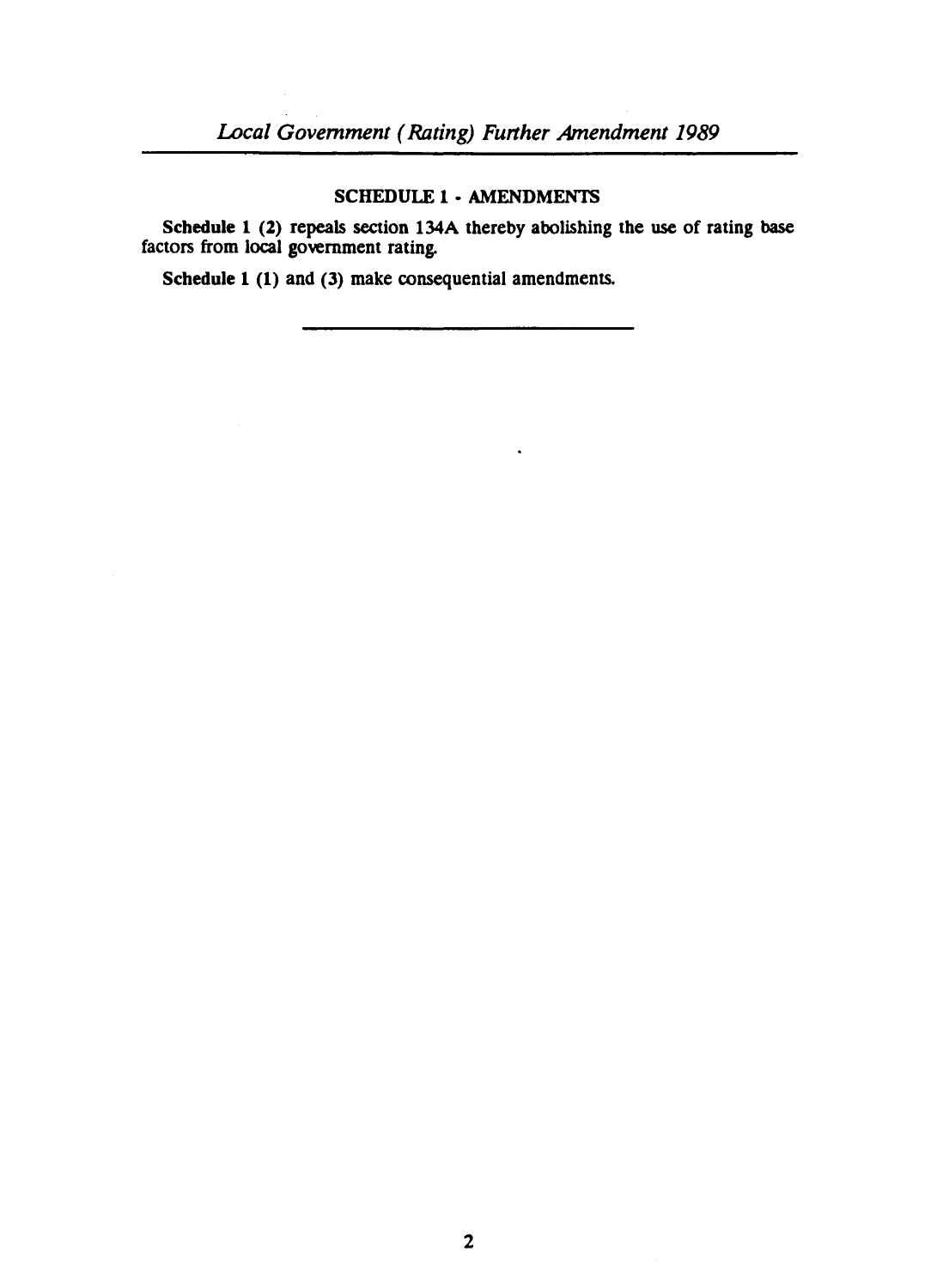## SCHEDULE 1 - AMENDMENTS

**Schedule 1 (2)** repeals section 134A thereby abolishing the use of rating base factors from local government rating.

**Schedule 1 (1)** and **(3)** make consequential amendments.